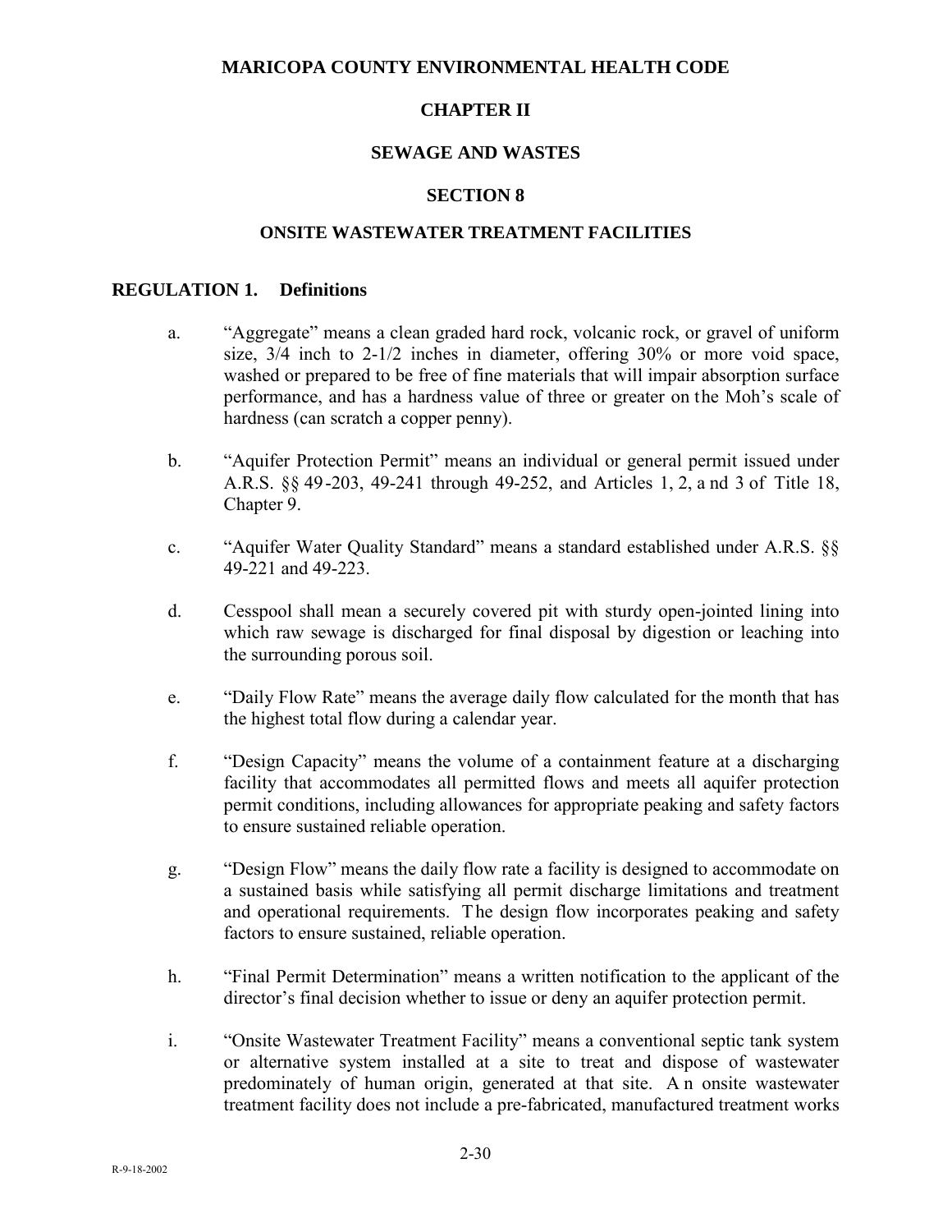# MARICOPA COUNTY ENVIRONMENTAL HEALTH CODE

## CHAPTER II

## SEWAGE AND WASTES

## SECTION 8

## ONSITE WASTEWATER TREATMENT FACILITIES

### REGULATION 1. Definitions

a. "Aggregate" means a clean graded hard rock, volcanic rock, or gravel of uniform size, 3/4 inch to 2-1/2 inches in diameter, offering 30% or more void space, washed or prepared to be free of fine materials that will impair absorption surface performance, and has a hardness value of three or greater on the Moh's scale of hardness (can scratch a copper penny).

b. "Aquifer Protection Permit" means an individual or general permit issued under A.R.S. §§ 49-203, 49-241 through 49-252, and Articles 1, 2, and 3 of Title 18, Chapter 9.

c. "Aquifer Water Quality Standard" means a standard established under A.R.S. §§ 49-221 and 49-223.

d. Cesspool shall mean a securely covered pit with sturdy open-jointed lining into which raw sewage is discharged for final disposal by digestion or leaching into the surrounding porous soil.

e. "Daily Flow Rate" means the average daily flow calculated for the month that has the highest total flow during a calendar year.

f. "Design Capacity" means the volume of a containment feature at a discharging facility that accommodates all permitted flows and meets all aquifer protection permit conditions, including allowances for appropriate peaking and safety factors to ensure sustained reliable operation.

g. "Design Flow" means the daily flow rate a facility is designed to accommodate on a sustained basis while satisfying all permit discharge limitations and treatment and operational requirements. The design flow incorporates peaking and safety factors to ensure sustained, reliable operation.

h. "Final Permit Determination" means a written notification to the applicant of the director's final decision whether to issue or deny an aquifer protection permit.

i. "Onsite Wastewater Treatment Facility" means a conventional septic tank system or alternative system installed at a site to treat and dispose of wastewater predominately of human origin, generated at that site. An onsite wastewater treatment facility does not include a pre-fabricated, manufactured treatment works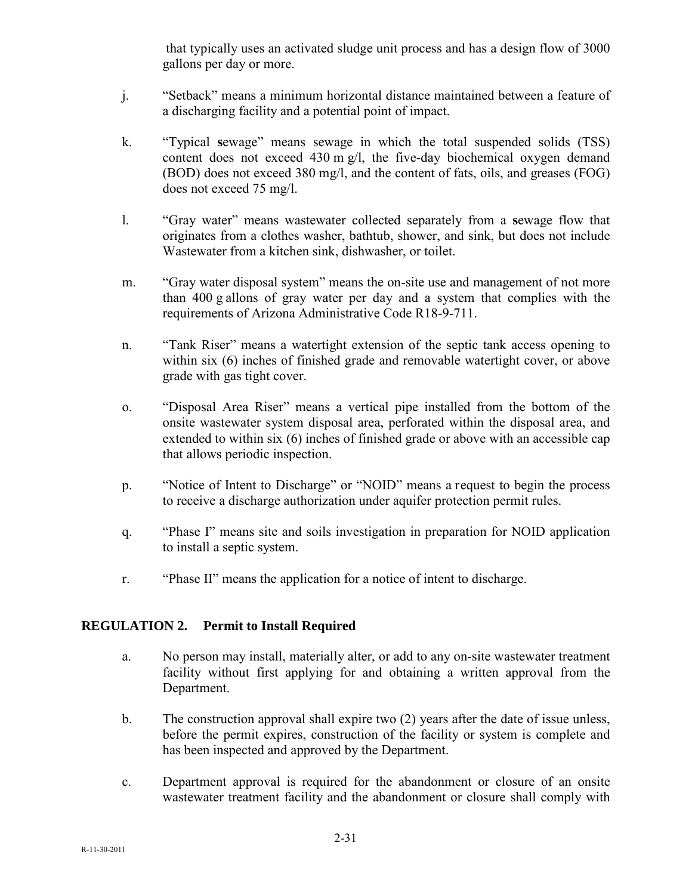that typically uses an activated sludge unit process and has a design flow of 3000 gallons per day or more.

j. "Setback" means a minimum horizontal distance maintained between a feature of a discharging facility and a potential point of impact.

k. "Typical **s**ewage" means sewage in which the total suspended solids (TSS) content does not exceed 430 m g/l, the five-day biochemical oxygen demand (BOD) does not exceed 380 mg/l, and the content of fats, oils, and greases (FOG) does not exceed 75 mg/l.

l. "Gray water" means wastewater collected separately from a **s**ewage flow that originates from a clothes washer, bathtub, shower, and sink, but does not include Wastewater from a kitchen sink, dishwasher, or toilet.

m. "Gray water disposal system" means the on-site use and management of not more than 400 g allons of gray water per day and a system that complies with the requirements of Arizona Administrative Code R18-9-711.

n. "Tank Riser" means a watertight extension of the septic tank access opening to within six (6) inches of finished grade and removable watertight cover, or above grade with gas tight cover.

o. "Disposal Area Riser" means a vertical pipe installed from the bottom of the onsite wastewater system disposal area, perforated within the disposal area, and extended to within six (6) inches of finished grade or above with an accessible cap that allows periodic inspection.

p. "Notice of Intent to Discharge" or "NOID" means a request to begin the process to receive a discharge authorization under aquifer protection permit rules.

q. "Phase I" means site and soils investigation in preparation for NOID application to install a septic system.

r. "Phase II" means the application for a notice of intent to discharge.

## REGULATION 2. Permit to Install Required

a. No person may install, materially alter, or add to any on-site wastewater treatment facility without first applying for and obtaining a written approval from the Department.

b. The construction approval shall expire two (2) years after the date of issue unless, before the permit expires, construction of the facility or system is complete and has been inspected and approved by the Department.

c. Department approval is required for the abandonment or closure of an onsite wastewater treatment facility and the abandonment or closure shall comply with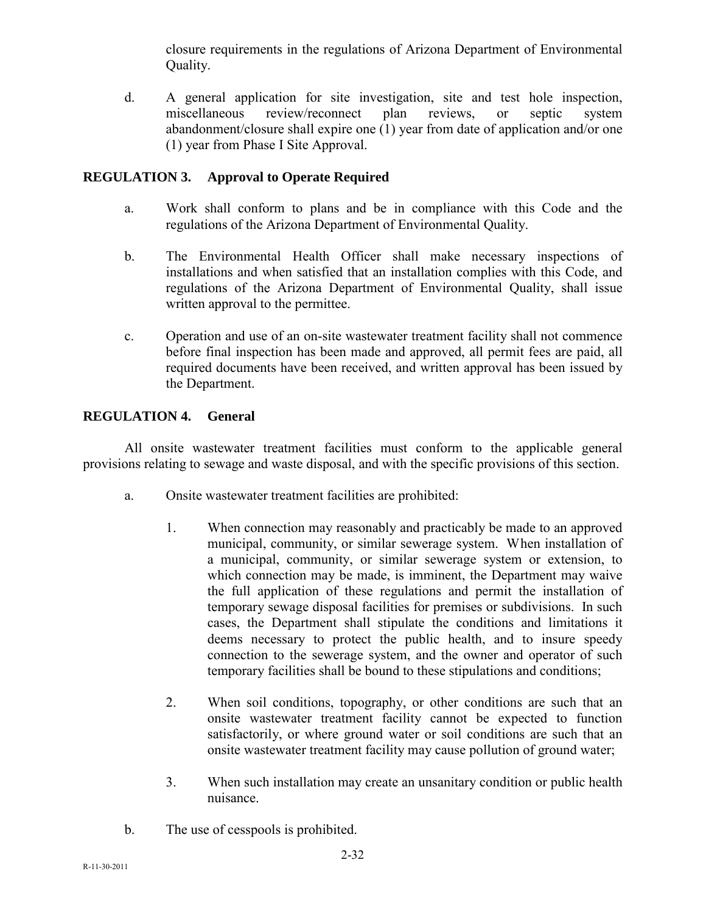closure requirements in the regulations of Arizona Department of Environmental Quality.

d. A general application for site investigation, site and test hole inspection, miscellaneous review/reconnect plan reviews, or septic system abandonment/closure shall expire one (1) year from date of application and/or one (1) year from Phase I Site Approval.

**REGULATION 3. Approval to Operate Required**

a. Work shall conform to plans and be in compliance with this Code and the regulations of the Arizona Department of Environmental Quality.

b. The Environmental Health Officer shall make necessary inspections of installations and when satisfied that an installation complies with this Code, and regulations of the Arizona Department of Environmental Quality, shall issue written approval to the permittee.

c. Operation and use of an on-site wastewater treatment facility shall not commence before final inspection has been made and approved, all permit fees are paid, all required documents have been received, and written approval has been issued by the Department.

**REGULATION 4. General**

All onsite wastewater treatment facilities must conform to the applicable general provisions relating to sewage and waste disposal, and with the specific provisions of this section.

a. Onsite wastewater treatment facilities are prohibited:

1. When connection may reasonably and practicably be made to an approved municipal, community, or similar sewerage system. When installation of a municipal, community, or similar sewerage system or extension, to which connection may be made, is imminent, the Department may waive the full application of these regulations and permit the installation of temporary sewage disposal facilities for premises or subdivisions. In such cases, the Department shall stipulate the conditions and limitations it deems necessary to protect the public health, and to insure speedy connection to the sewerage system, and the owner and operator of such temporary facilities shall be bound to these stipulations and conditions;

2. When soil conditions, topography, or other conditions are such that an onsite wastewater treatment facility cannot be expected to function satisfactorily, or where ground water or soil conditions are such that an onsite wastewater treatment facility may cause pollution of ground water;

3. When such installation may create an unsanitary condition or public health nuisance.

b. The use of cesspools is prohibited.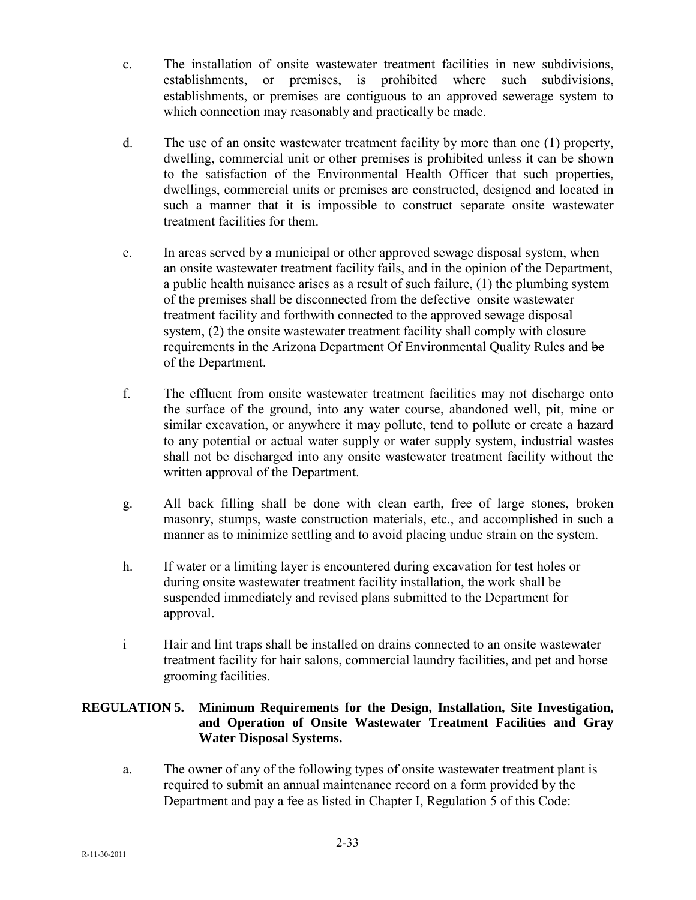c. The installation of onsite wastewater treatment facilities in new subdivisions, establishments, or premises, is prohibited where such subdivisions, establishments, or premises are contiguous to an approved sewerage system to which connection may reasonably and practically be made.

d. The use of an onsite wastewater treatment facility by more than one (1) property, dwelling, commercial unit or other premises is prohibited unless it can be shown to the satisfaction of the Environmental Health Officer that such properties, dwellings, commercial units or premises are constructed, designed and located in such a manner that it is impossible to construct separate onsite wastewater treatment facilities for them.

e. In areas served by a municipal or other approved sewage disposal system, when an onsite wastewater treatment facility fails, and in the opinion of the Department, a public health nuisance arises as a result of such failure, (1) the plumbing system of the premises shall be disconnected from the defective onsite wastewater treatment facility and forthwith connected to the approved sewage disposal system, (2) the onsite wastewater treatment facility shall comply with closure requirements in the Arizona Department Of Environmental Quality Rules and ~~be~~ of the Department.

f. The effluent from onsite wastewater treatment facilities may not discharge onto the surface of the ground, into any water course, abandoned well, pit, mine or similar excavation, or anywhere it may pollute, tend to pollute or create a hazard to any potential or actual water supply or water supply system, **i**ndustrial wastes shall not be discharged into any onsite wastewater treatment facility without the written approval of the Department.

g. All back filling shall be done with clean earth, free of large stones, broken masonry, stumps, waste construction materials, etc., and accomplished in such a manner as to minimize settling and to avoid placing undue strain on the system.

h. If water or a limiting layer is encountered during excavation for test holes or during onsite wastewater treatment facility installation, the work shall be suspended immediately and revised plans submitted to the Department for approval.

i Hair and lint traps shall be installed on drains connected to an onsite wastewater treatment facility for hair salons, commercial laundry facilities, and pet and horse grooming facilities.

**REGULATION 5. Minimum Requirements for the Design, Installation, Site Investigation, and Operation of Onsite Wastewater Treatment Facilities and Gray Water Disposal Systems.**

a. The owner of any of the following types of onsite wastewater treatment plant is required to submit an annual maintenance record on a form provided by the Department and pay a fee as listed in Chapter I, Regulation 5 of this Code: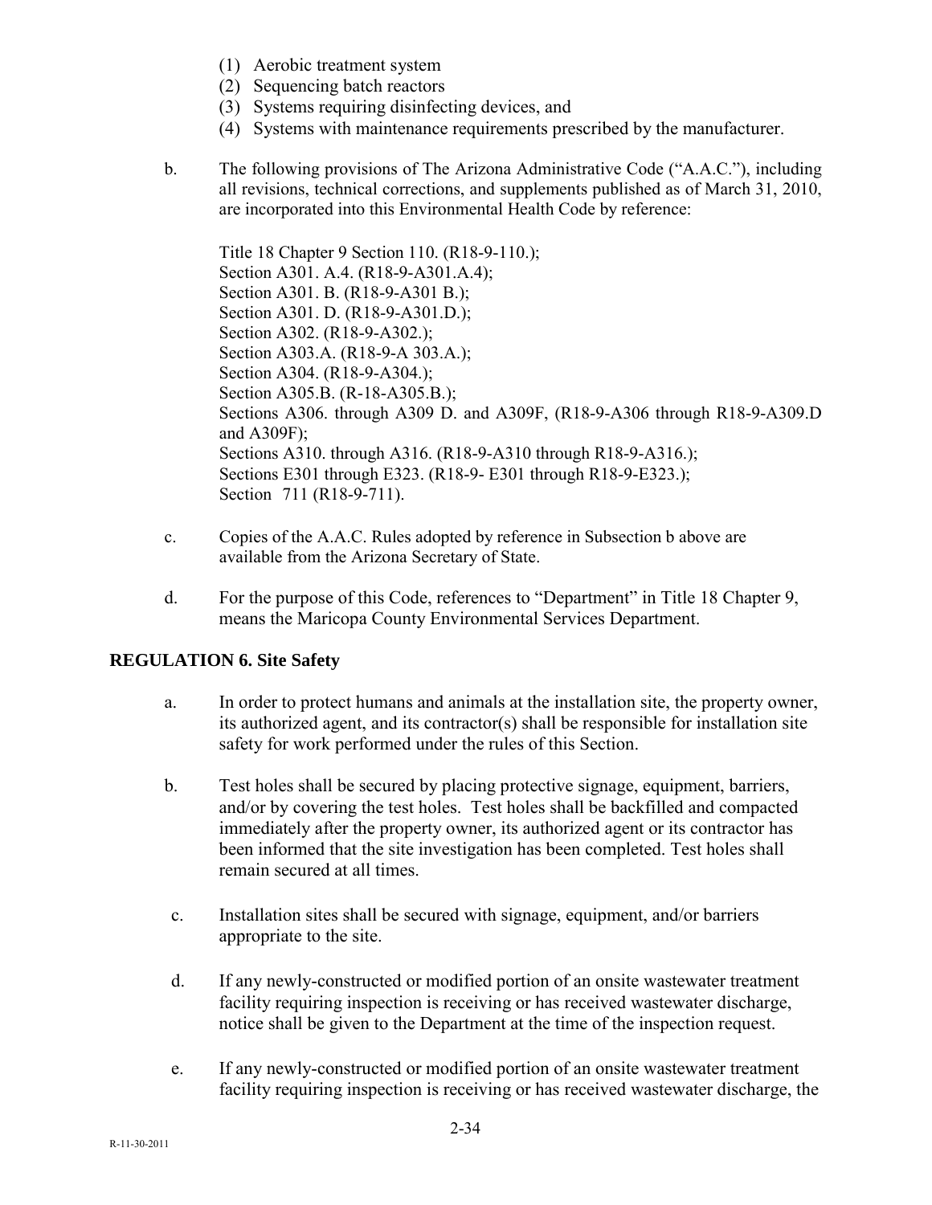(1) Aerobic treatment system
(2) Sequencing batch reactors
(3) Systems requiring disinfecting devices, and
(4) Systems with maintenance requirements prescribed by the manufacturer.

b. The following provisions of The Arizona Administrative Code ("A.A.C."), including all revisions, technical corrections, and supplements published as of March 31, 2010, are incorporated into this Environmental Health Code by reference:

Title 18 Chapter 9 Section 110. (R18-9-110.);
Section A301. A.4. (R18-9-A301.A.4);
Section A301. B. (R18-9-A301 B.);
Section A301. D. (R18-9-A301.D.);
Section A302. (R18-9-A302.);
Section A303.A. (R18-9-A 303.A.);
Section A304. (R18-9-A304.);
Section A305.B. (R-18-A305.B.);
Sections A306. through A309 D. and A309F, (R18-9-A306 through R18-9-A309.D and A309F);
Sections A310. through A316. (R18-9-A310 through R18-9-A316.);
Sections E301 through E323. (R18-9- E301 through R18-9-E323.);
Section 711 (R18-9-711).

c. Copies of the A.A.C. Rules adopted by reference in Subsection b above are available from the Arizona Secretary of State.

d. For the purpose of this Code, references to "Department" in Title 18 Chapter 9, means the Maricopa County Environmental Services Department.

## REGULATION 6. Site Safety

a. In order to protect humans and animals at the installation site, the property owner, its authorized agent, and its contractor(s) shall be responsible for installation site safety for work performed under the rules of this Section.

b. Test holes shall be secured by placing protective signage, equipment, barriers, and/or by covering the test holes. Test holes shall be backfilled and compacted immediately after the property owner, its authorized agent or its contractor has been informed that the site investigation has been completed. Test holes shall remain secured at all times.

c. Installation sites shall be secured with signage, equipment, and/or barriers appropriate to the site.

d. If any newly-constructed or modified portion of an onsite wastewater treatment facility requiring inspection is receiving or has received wastewater discharge, notice shall be given to the Department at the time of the inspection request.

e. If any newly-constructed or modified portion of an onsite wastewater treatment facility requiring inspection is receiving or has received wastewater discharge, the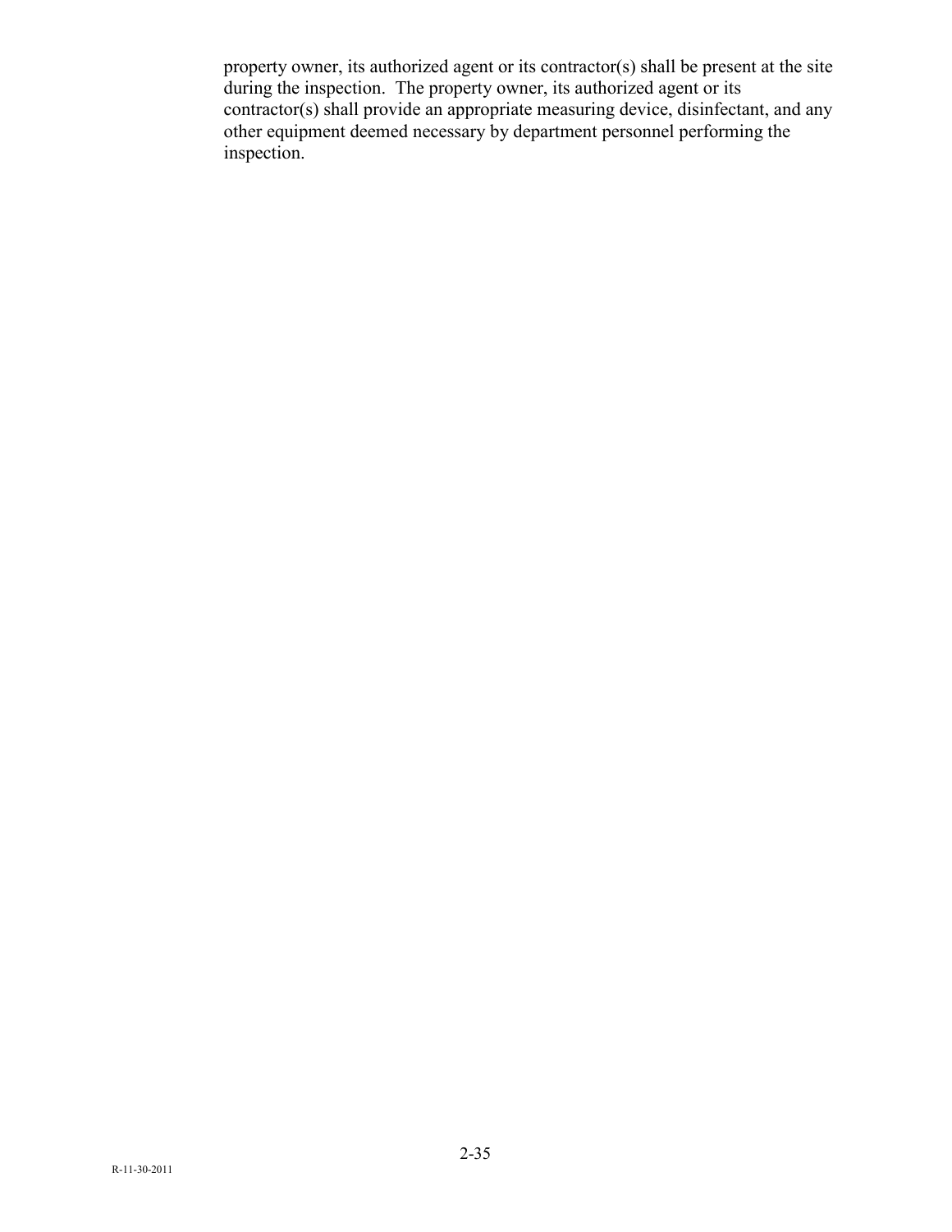property owner, its authorized agent or its contractor(s) shall be present at the site during the inspection. The property owner, its authorized agent or its contractor(s) shall provide an appropriate measuring device, disinfectant, and any other equipment deemed necessary by department personnel performing the inspection.